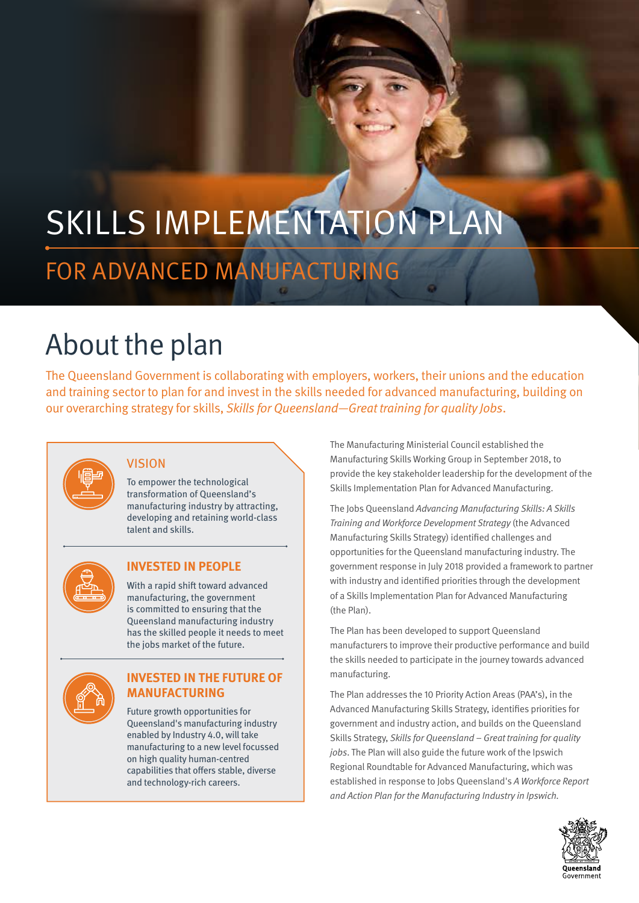# SKILLS IMPLEMENTATION PLAN

## FOR ADVANCED MANUFACTURING

# About the plan

The Queensland Government is collaborating with employers, workers, their unions and the education and training sector to plan for and invest in the skills needed for advanced manufacturing, building on our overarching strategy for skills, *Skills for Queensland—Great training for quality Jobs*.

### VISION

To empower the technological transformation of Queensland's manufacturing industry by attracting, developing and retaining world-class talent and skills.

### INVESTED IN PEOPLE

With a rapid shift toward advanced manufacturing, the government is committed to ensuring that the Queensland manufacturing industry has the skilled people it needs to meet the jobs market of the future.

### INVESTED IN THE FUTURE OF MANUFACTURING

Future growth opportunities for Queensland's manufacturing industry enabled by Industry 4.0, will take manufacturing to a new level focussed on high quality human-centred capabilities that offers stable, diverse and technology-rich careers.

The Manufacturing Ministerial Council established the Manufacturing Skills Working Group in September 2018, to provide the key stakeholder leadership for the development of the Skills Implementation Plan for Advanced Manufacturing.

The Jobs Queensland *Advancing Manufacturing Skills: A Skills Training and Workforce Development Strategy* (the Advanced Manufacturing Skills Strategy) identified challenges and opportunities for the Queensland manufacturing industry. The government response in July 2018 provided a framework to partner with industry and identified priorities through the development of a Skills Implementation Plan for Advanced Manufacturing (the Plan).

The Plan has been developed to support Queensland manufacturers to improve their productive performance and build the skills needed to participate in the journey towards advanced manufacturing.

The Plan addresses the 10 Priority Action Areas (PAA's), in the Advanced Manufacturing Skills Strategy, identifies priorities for government and industry action, and builds on the Queensland Skills Strategy, *Skills for Queensland – Great training for quality jobs*. The Plan will also guide the future work of the Ipswich Regional Roundtable for Advanced Manufacturing, which was established in response to Jobs Queensland's *A Workforce Report and Action Plan for the Manufacturing Industry in Ipswich*.

Queensland Government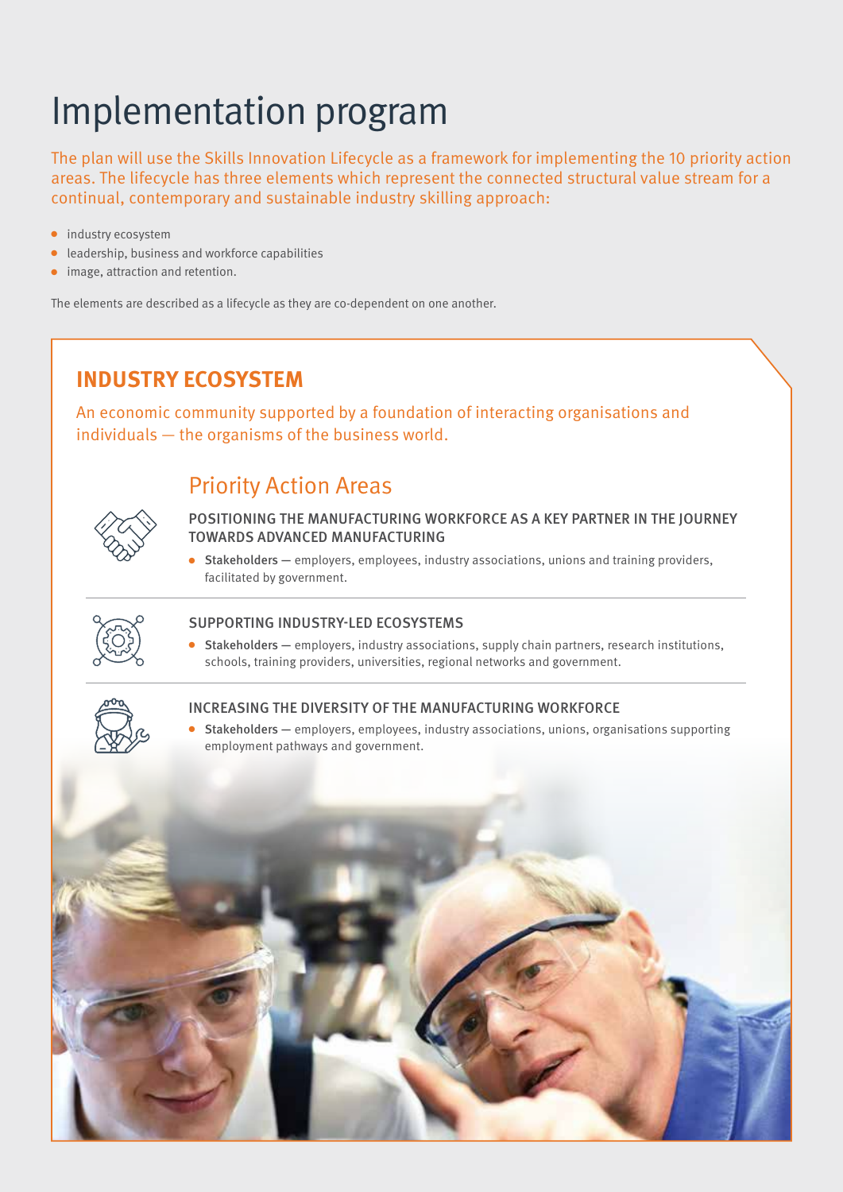# Implementation program

The plan will use the Skills Innovation Lifecycle as a framework for implementing the 10 priority action areas. The lifecycle has three elements which represent the connected structural value stream for a continual, contemporary and sustainable industry skilling approach:

- industry ecosystem
- leadership, business and workforce capabilities
- image, attraction and retention.

The elements are described as a lifecycle as they are co-dependent on one another.

## INDUSTRY ECOSYSTEM

An economic community supported by a foundation of interacting organisations and individuals — the organisms of the business world.

### Priority Action Areas

#### POSITIONING THE MANUFACTURING WORKFORCE AS A KEY PARTNER IN THE JOURNEY TOWARDS ADVANCED MANUFACTURING

- **Stakeholders** — employers, employees, industry associations, unions and training providers, facilitated by government.

#### SUPPORTING INDUSTRY-LED ECOSYSTEMS

- **Stakeholders** — employers, industry associations, supply chain partners, research institutions, schools, training providers, universities, regional networks and government.

#### INCREASING THE DIVERSITY OF THE MANUFACTURING WORKFORCE

- **Stakeholders** — employers, employees, industry associations, unions, organisations supporting employment pathways and government.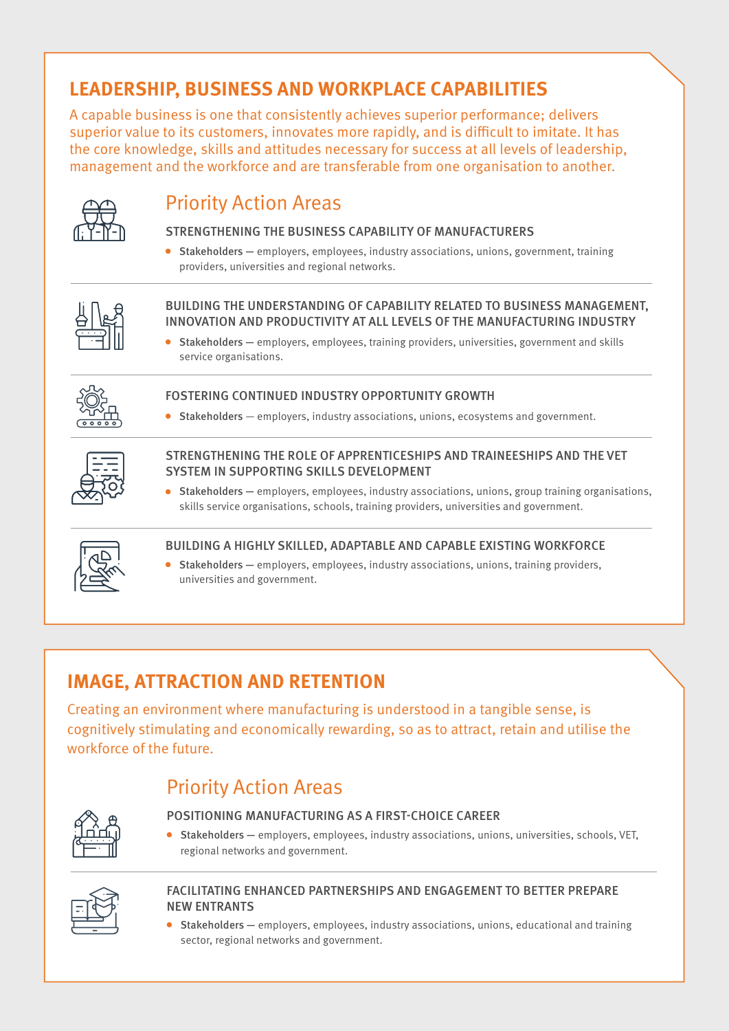## LEADERSHIP, BUSINESS AND WORKPLACE CAPABILITIES

A capable business is one that consistently achieves superior performance; delivers superior value to its customers, innovates more rapidly, and is difficult to imitate. It has the core knowledge, skills and attitudes necessary for success at all levels of leadership, management and the workforce and are transferable from one organisation to another.

### Priority Action Areas

#### STRENGTHENING THE BUSINESS CAPABILITY OF MANUFACTURERS

- **Stakeholders** — employers, employees, industry associations, unions, government, training providers, universities and regional networks.

#### BUILDING THE UNDERSTANDING OF CAPABILITY RELATED TO BUSINESS MANAGEMENT, INNOVATION AND PRODUCTIVITY AT ALL LEVELS OF THE MANUFACTURING INDUSTRY

- **Stakeholders** — employers, employees, training providers, universities, government and skills service organisations.

#### FOSTERING CONTINUED INDUSTRY OPPORTUNITY GROWTH

- **Stakeholders** — employers, industry associations, unions, ecosystems and government.

#### STRENGTHENING THE ROLE OF APPRENTICESHIPS AND TRAINEESHIPS AND THE VET SYSTEM IN SUPPORTING SKILLS DEVELOPMENT

- **Stakeholders** — employers, employees, industry associations, unions, group training organisations, skills service organisations, schools, training providers, universities and government.

#### BUILDING A HIGHLY SKILLED, ADAPTABLE AND CAPABLE EXISTING WORKFORCE

- **Stakeholders** — employers, employees, industry associations, unions, training providers, universities and government.

## IMAGE, ATTRACTION AND RETENTION

Creating an environment where manufacturing is understood in a tangible sense, is cognitively stimulating and economically rewarding, so as to attract, retain and utilise the workforce of the future.

### Priority Action Areas

#### POSITIONING MANUFACTURING AS A FIRST-CHOICE CAREER

- **Stakeholders** — employers, employees, industry associations, unions, universities, schools, VET, regional networks and government.

#### FACILITATING ENHANCED PARTNERSHIPS AND ENGAGEMENT TO BETTER PREPARE NEW ENTRANTS

- **Stakeholders** — employers, employees, industry associations, unions, educational and training sector, regional networks and government.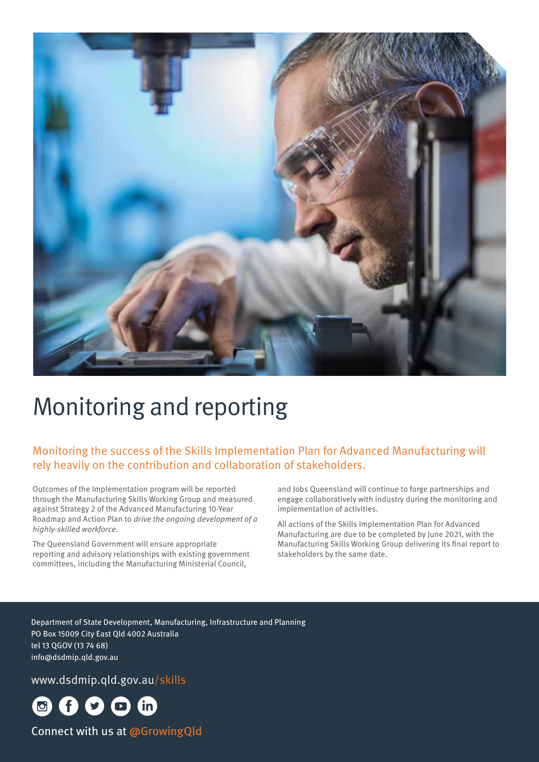# Monitoring and reporting

## Monitoring the success of the Skills Implementation Plan for Advanced Manufacturing will rely heavily on the contribution and collaboration of stakeholders.

Outcomes of the Implementation program will be reported through the Manufacturing Skills Working Group and measured against Strategy 2 of the Advanced Manufacturing 10-Year Roadmap and Action Plan to *drive the ongoing development of a highly-skilled workforce.*

The Queensland Government will ensure appropriate reporting and advisory relationships with existing government committees, including the Manufacturing Ministerial Council, and Jobs Queensland will continue to forge partnerships and engage collaboratively with industry during the monitoring and implementation of activities.

All actions of the Skills Implementation Plan for Advanced Manufacturing are due to be completed by June 2021, with the Manufacturing Skills Working Group delivering its final report to stakeholders by the same date.

Department of State Development, Manufacturing, Infrastructure and Planning
PO Box 15009 City East Qld 4002 Australia
tel 13 QGOV (13 74 68)
info@dsdmip.qld.gov.au

www.dsdmip.qld.gov.au/skills

Connect with us at @GrowingQld